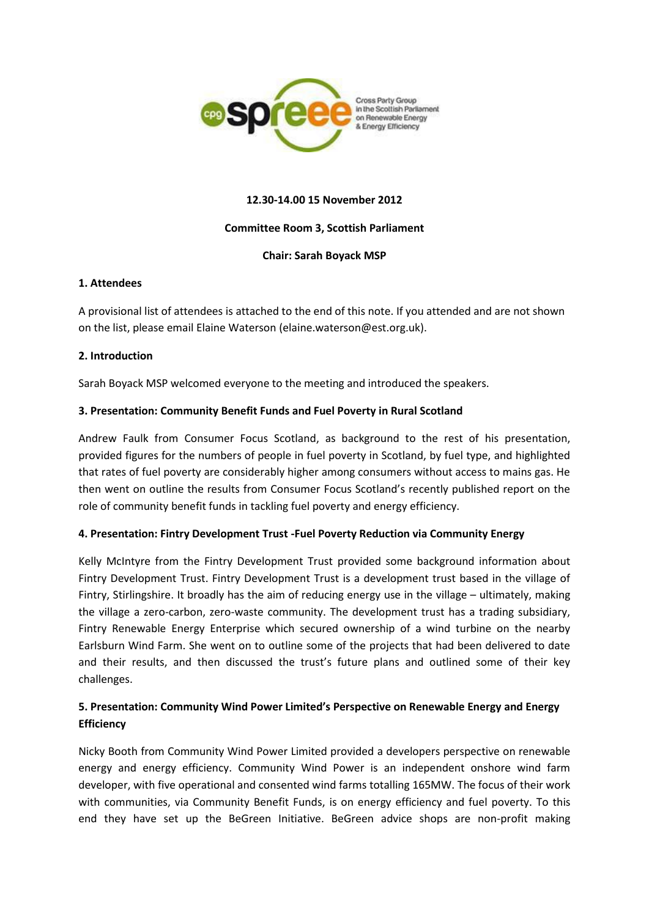**12.30-14.00 15 November 2012**

**Committee Room 3, Scottish Parliament**

**Chair: Sarah Boyack MSP**

### 1. Attendees

A provisional list of attendees is attached to the end of this note. If you attended and are not shown on the list, please email Elaine Waterson (elaine.waterson@est.org.uk).

### 2. Introduction

Sarah Boyack MSP welcomed everyone to the meeting and introduced the speakers.

### 3. Presentation: Community Benefit Funds and Fuel Poverty in Rural Scotland

Andrew Faulk from Consumer Focus Scotland, as background to the rest of his presentation, provided figures for the numbers of people in fuel poverty in Scotland, by fuel type, and highlighted that rates of fuel poverty are considerably higher among consumers without access to mains gas. He then went on outline the results from Consumer Focus Scotland's recently published report on the role of community benefit funds in tackling fuel poverty and energy efficiency.

### 4. Presentation: Fintry Development Trust -Fuel Poverty Reduction via Community Energy

Kelly McIntyre from the Fintry Development Trust provided some background information about Fintry Development Trust. Fintry Development Trust is a development trust based in the village of Fintry, Stirlingshire. It broadly has the aim of reducing energy use in the village – ultimately, making the village a zero-carbon, zero-waste community. The development trust has a trading subsidiary, Fintry Renewable Energy Enterprise which secured ownership of a wind turbine on the nearby Earlsburn Wind Farm. She went on to outline some of the projects that had been delivered to date and their results, and then discussed the trust's future plans and outlined some of their key challenges.

### 5. Presentation: Community Wind Power Limited's Perspective on Renewable Energy and Energy Efficiency

Nicky Booth from Community Wind Power Limited provided a developers perspective on renewable energy and energy efficiency. Community Wind Power is an independent onshore wind farm developer, with five operational and consented wind farms totalling 165MW. The focus of their work with communities, via Community Benefit Funds, is on energy efficiency and fuel poverty. To this end they have set up the BeGreen Initiative. BeGreen advice shops are non-profit making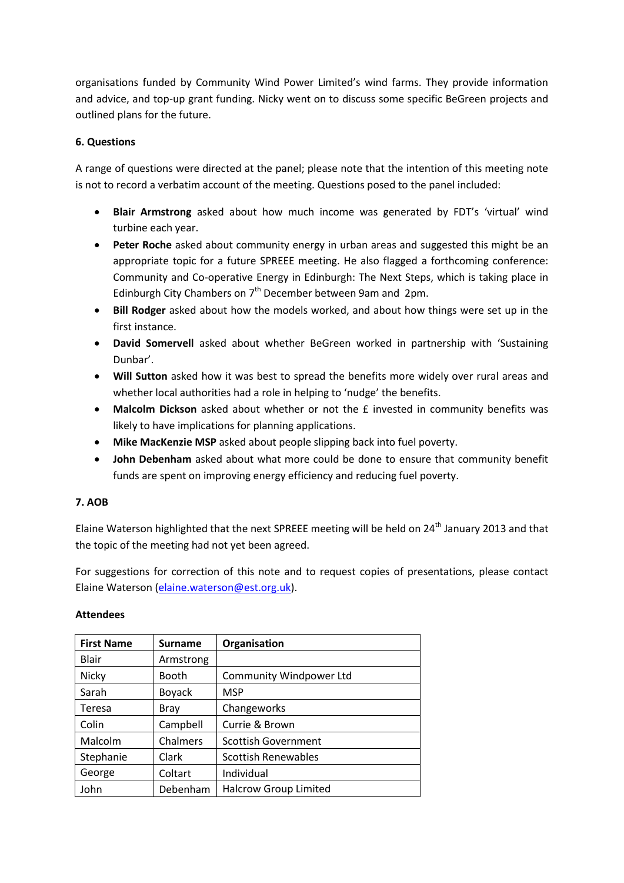organisations funded by Community Wind Power Limited's wind farms. They provide information and advice, and top-up grant funding. Nicky went on to discuss some specific BeGreen projects and outlined plans for the future.

**6. Questions**

A range of questions were directed at the panel; please note that the intention of this meeting note is not to record a verbatim account of the meeting. Questions posed to the panel included:

- **Blair Armstrong** asked about how much income was generated by FDT's 'virtual' wind turbine each year.
- **Peter Roche** asked about community energy in urban areas and suggested this might be an appropriate topic for a future SPREEE meeting. He also flagged a forthcoming conference: Community and Co-operative Energy in Edinburgh: The Next Steps, which is taking place in Edinburgh City Chambers on 7th December between 9am and 2pm.
- **Bill Rodger** asked about how the models worked, and about how things were set up in the first instance.
- **David Somervell** asked about whether BeGreen worked in partnership with 'Sustaining Dunbar'.
- **Will Sutton** asked how it was best to spread the benefits more widely over rural areas and whether local authorities had a role in helping to 'nudge' the benefits.
- **Malcolm Dickson** asked about whether or not the £ invested in community benefits was likely to have implications for planning applications.
- **Mike MacKenzie MSP** asked about people slipping back into fuel poverty.
- **John Debenham** asked about what more could be done to ensure that community benefit funds are spent on improving energy efficiency and reducing fuel poverty.

**7. AOB**

Elaine Waterson highlighted that the next SPREEE meeting will be held on 24th January 2013 and that the topic of the meeting had not yet been agreed.

For suggestions for correction of this note and to request copies of presentations, please contact Elaine Waterson (elaine.waterson@est.org.uk).

**Attendees**

| First Name | Surname | Organisation |
|---|---|---|
| Blair | Armstrong | |
| Nicky | Booth | Community Windpower Ltd |
| Sarah | Boyack | MSP |
| Teresa | Bray | Changeworks |
| Colin | Campbell | Currie & Brown |
| Malcolm | Chalmers | Scottish Government |
| Stephanie | Clark | Scottish Renewables |
| George | Coltart | Individual |
| John | Debenham | Halcrow Group Limited |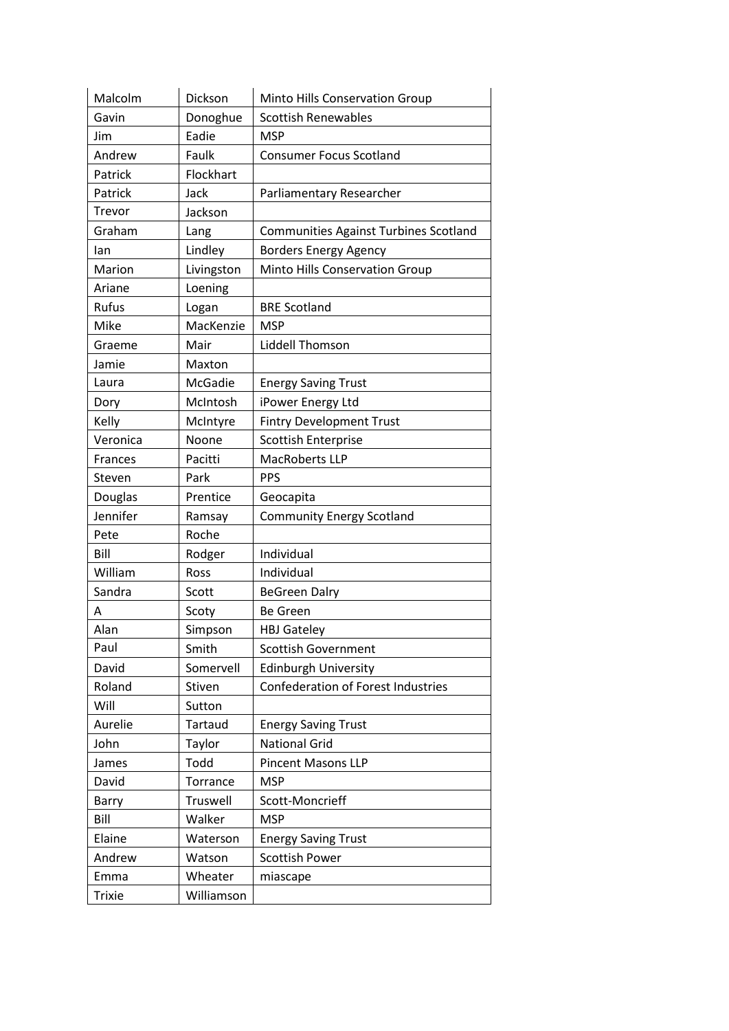| | | |
|---|---|---|
| Malcolm | Dickson | Minto Hills Conservation Group |
| Gavin | Donoghue | Scottish Renewables |
| Jim | Eadie | MSP |
| Andrew | Faulk | Consumer Focus Scotland |
| Patrick | Flockhart | |
| Patrick | Jack | Parliamentary Researcher |
| Trevor | Jackson | |
| Graham | Lang | Communities Against Turbines Scotland |
| Ian | Lindley | Borders Energy Agency |
| Marion | Livingston | Minto Hills Conservation Group |
| Ariane | Loening | |
| Rufus | Logan | BRE Scotland |
| Mike | MacKenzie | MSP |
| Graeme | Mair | Liddell Thomson |
| Jamie | Maxton | |
| Laura | McGadie | Energy Saving Trust |
| Dory | McIntosh | iPower Energy Ltd |
| Kelly | McIntyre | Fintry Development Trust |
| Veronica | Noone | Scottish Enterprise |
| Frances | Pacitti | MacRoberts LLP |
| Steven | Park | PPS |
| Douglas | Prentice | Geocapita |
| Jennifer | Ramsay | Community Energy Scotland |
| Pete | Roche | |
| Bill | Rodger | Individual |
| William | Ross | Individual |
| Sandra | Scott | BeGreen Dalry |
| A | Scoty | Be Green |
| Alan | Simpson | HBJ Gateley |
| Paul | Smith | Scottish Government |
| David | Somervell | Edinburgh University |
| Roland | Stiven | Confederation of Forest Industries |
| Will | Sutton | |
| Aurelie | Tartaud | Energy Saving Trust |
| John | Taylor | National Grid |
| James | Todd | Pincent Masons LLP |
| David | Torrance | MSP |
| Barry | Truswell | Scott-Moncrieff |
| Bill | Walker | MSP |
| Elaine | Waterson | Energy Saving Trust |
| Andrew | Watson | Scottish Power |
| Emma | Wheater | miascape |
| Trixie | Williamson | |